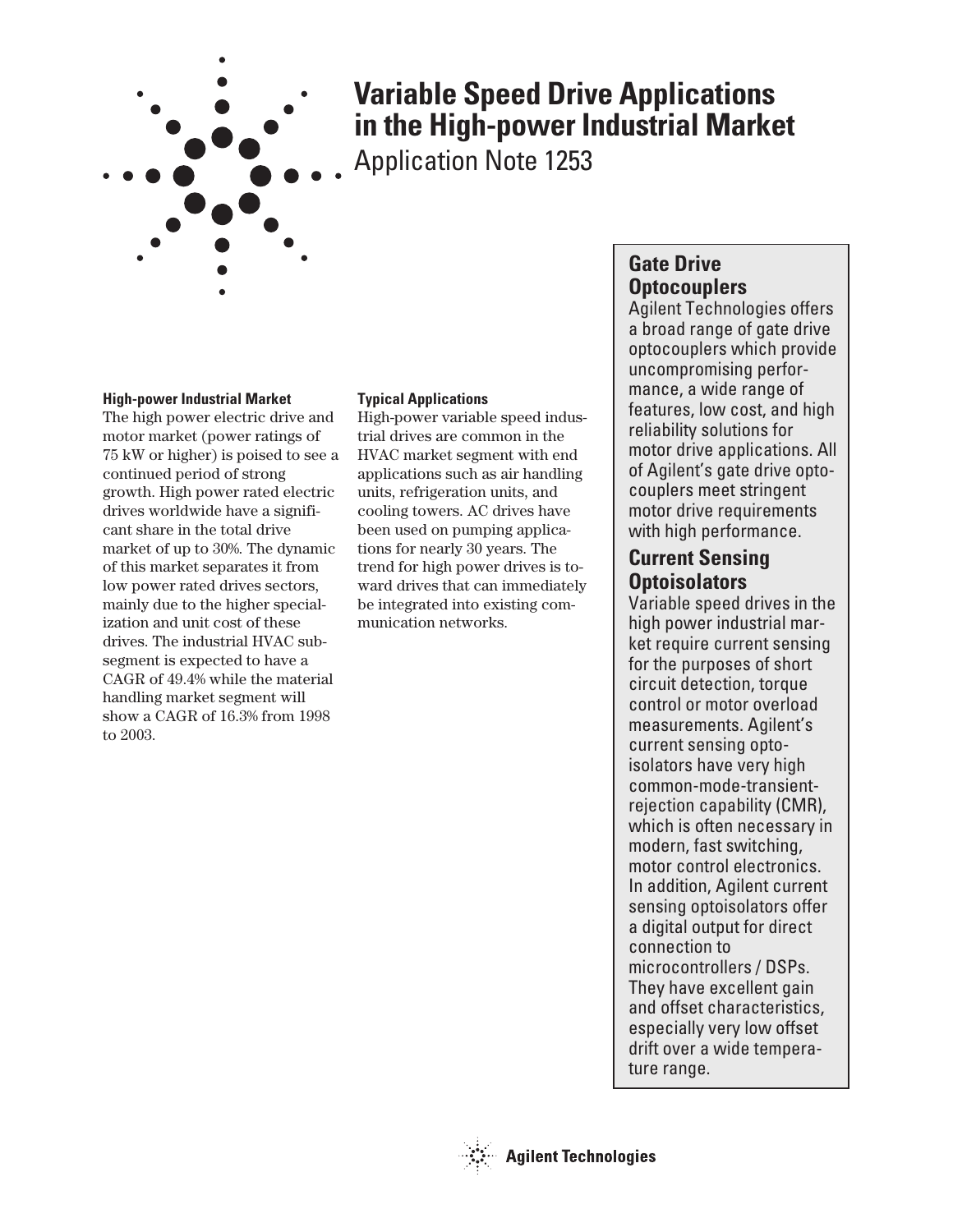# Variable Speed Drive Applications in the High-power Industrial Market

Application Note 1253

### High-power Industrial Market

The high power electric drive and motor market (power ratings of 75 kW or higher) is poised to see a continued period of strong growth. High power rated electric drives worldwide have a significant share in the total drive market of up to 30%. The dynamic of this market separates it from low power rated drives sectors, mainly due to the higher specialization and unit cost of these drives. The industrial HVAC subsegment is expected to have a CAGR of 49.4% while the material handling market segment will show a CAGR of 16.3% from 1998 to 2003.

### Typical Applications

High-power variable speed industrial drives are common in the HVAC market segment with end applications such as air handling units, refrigeration units, and cooling towers. AC drives have been used on pumping applications for nearly 30 years. The trend for high power drives is toward drives that can immediately be integrated into existing communication networks.

## Gate Drive Optocouplers

Agilent Technologies offers a broad range of gate drive optocouplers which provide uncompromising performance, a wide range of features, low cost, and high reliability solutions for motor drive applications. All of Agilent's gate drive optocouplers meet stringent motor drive requirements with high performance.

## Current Sensing Optoisolators

Variable speed drives in the high power industrial market require current sensing for the purposes of short circuit detection, torque control or motor overload measurements. Agilent's current sensing optoisolators have very high common-mode-transient-rejection capability (CMR), which is often necessary in modern, fast switching, motor control electronics. In addition, Agilent current sensing optoisolators offer a digital output for direct connection to microcontrollers / DSPs. They have excellent gain and offset characteristics, especially very low offset drift over a wide temperature range.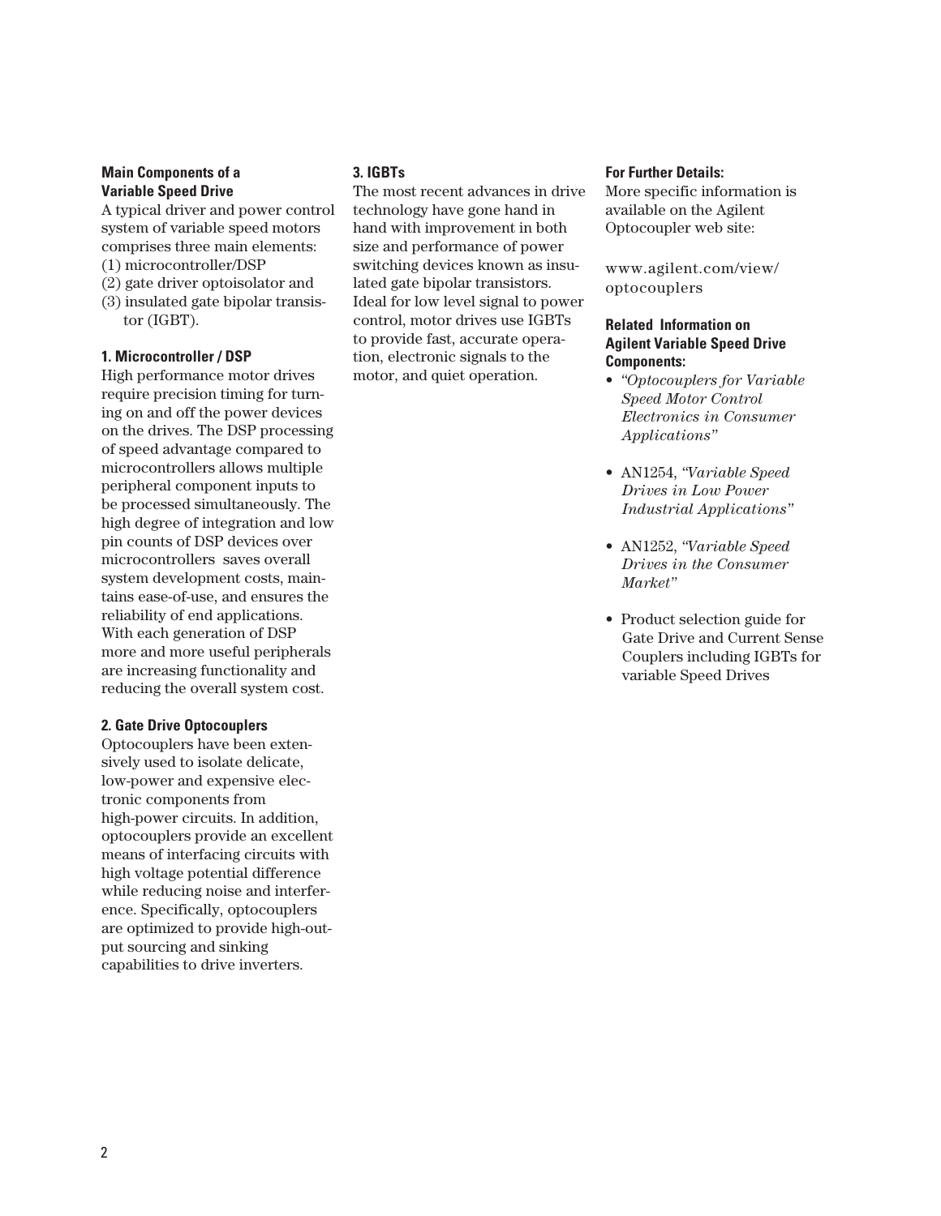## Main Components of a Variable Speed Drive

A typical driver and power control system of variable speed motors comprises three main elements:

(1) microcontroller/DSP
(2) gate driver optoisolator and
(3) insulated gate bipolar transistor (IGBT).

### 1. Microcontroller / DSP

High performance motor drives require precision timing for turning on and off the power devices on the drives. The DSP processing of speed advantage compared to microcontrollers allows multiple peripheral component inputs to be processed simultaneously. The high degree of integration and low pin counts of DSP devices over microcontrollers saves overall system development costs, maintains ease-of-use, and ensures the reliability of end applications. With each generation of DSP more and more useful peripherals are increasing functionality and reducing the overall system cost.

### 2. Gate Drive Optocouplers

Optocouplers have been extensively used to isolate delicate, low-power and expensive electronic components from high-power circuits. In addition, optocouplers provide an excellent means of interfacing circuits with high voltage potential difference while reducing noise and interference. Specifically, optocouplers are optimized to provide high-output sourcing and sinking capabilities to drive inverters.

### 3. IGBTs

The most recent advances in drive technology have gone hand in hand with improvement in both size and performance of power switching devices known as insulated gate bipolar transistors. Ideal for low level signal to power control, motor drives use IGBTs to provide fast, accurate operation, electronic signals to the motor, and quiet operation.

## For Further Details:

More specific information is available on the Agilent Optocoupler web site:

www.agilent.com/view/optocouplers

## Related Information on Agilent Variable Speed Drive Components:

- *"Optocouplers for Variable Speed Motor Control Electronics in Consumer Applications"*
- AN1254, *"Variable Speed Drives in Low Power Industrial Applications"*
- AN1252, *"Variable Speed Drives in the Consumer Market"*
- Product selection guide for Gate Drive and Current Sense Couplers including IGBTs for variable Speed Drives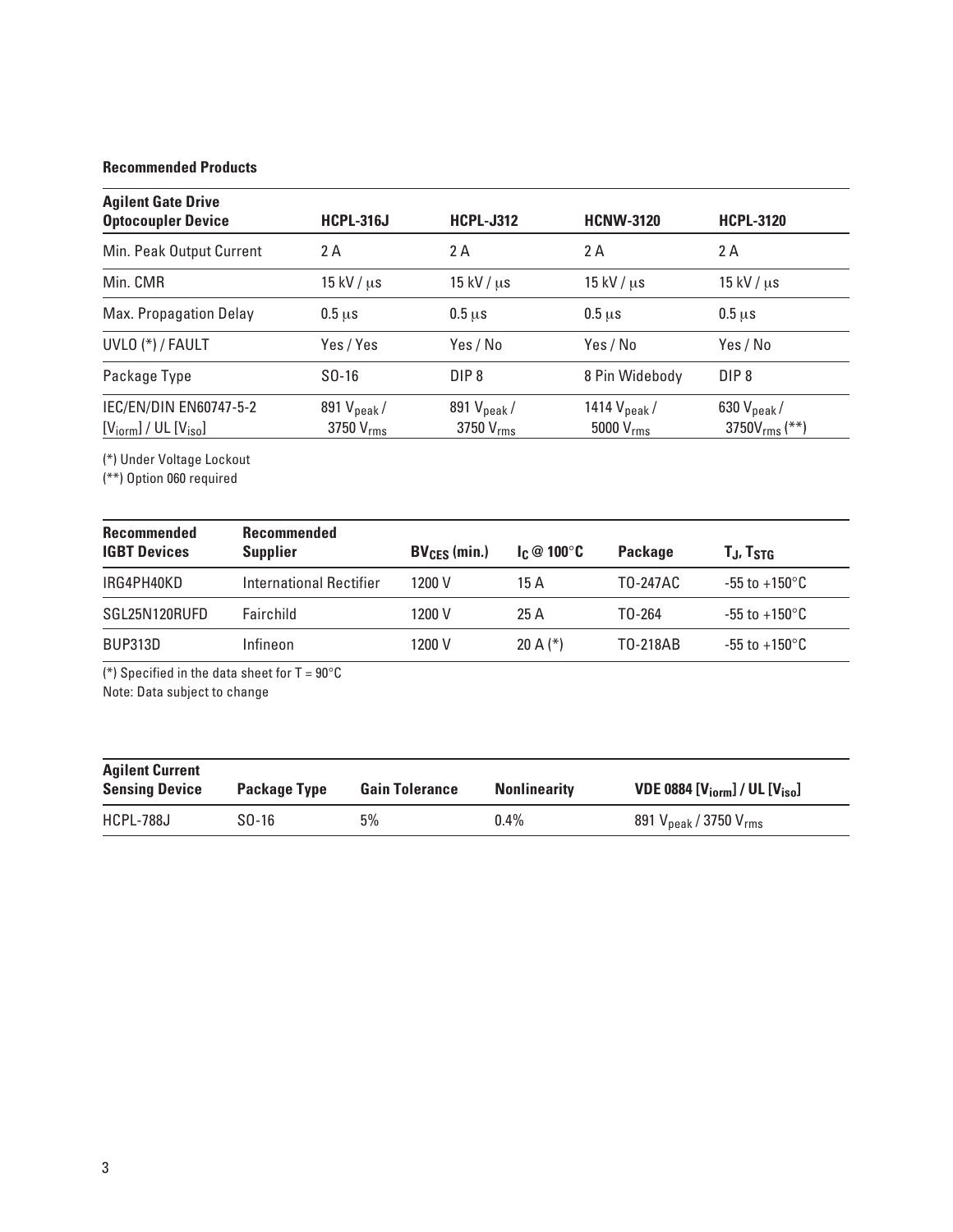### Recommended Products

| Agilent Gate Drive Optocoupler Device | HCPL-316J | HCPL-J312 | HCNW-3120 | HCPL-3120 |
|---|---|---|---|---|
| Min. Peak Output Current | 2 A | 2 A | 2 A | 2 A |
| Min. CMR | 15 kV / μs | 15 kV / μs | 15 kV / μs | 15 kV / μs |
| Max. Propagation Delay | 0.5 μs | 0.5 μs | 0.5 μs | 0.5 μs |
| UVLO (*) / FAULT | Yes / Yes | Yes / No | Yes / No | Yes / No |
| Package Type | SO-16 | DIP 8 | 8 Pin Widebody | DIP 8 |
| IEC/EN/DIN EN60747-5-2 [$V_{iorm}$] / UL [$V_{iso}$] | 891 $V_{peak}$ / 3750 $V_{rms}$ | 891 $V_{peak}$ / 3750 $V_{rms}$ | 1414 $V_{peak}$ / 5000 $V_{rms}$ | 630 $V_{peak}$ / 3750$V_{rms}$ (**) |

(*) Under Voltage Lockout
(**) Option 060 required

| Recommended IGBT Devices | Recommended Supplier | $BV_{CES}$ (min.) | $I_C$ @ 100°C | Package | $T_J$, $T_{STG}$ |
|---|---|---|---|---|---|
| IRG4PH40KD | International Rectifier | 1200 V | 15 A | TO-247AC | -55 to +150°C |
| SGL25N120RUFD | Fairchild | 1200 V | 25 A | TO-264 | -55 to +150°C |
| BUP313D | Infineon | 1200 V | 20 A (*) | TO-218AB | -55 to +150°C |

(*) Specified in the data sheet for T = 90°C
Note: Data subject to change

| Agilent Current Sensing Device | Package Type | Gain Tolerance | Nonlinearity | VDE 0884 [$V_{iorm}$] / UL [$V_{iso}$] |
|---|---|---|---|---|
| HCPL-788J | SO-16 | 5% | 0.4% | 891 $V_{peak}$ / 3750 $V_{rms}$ |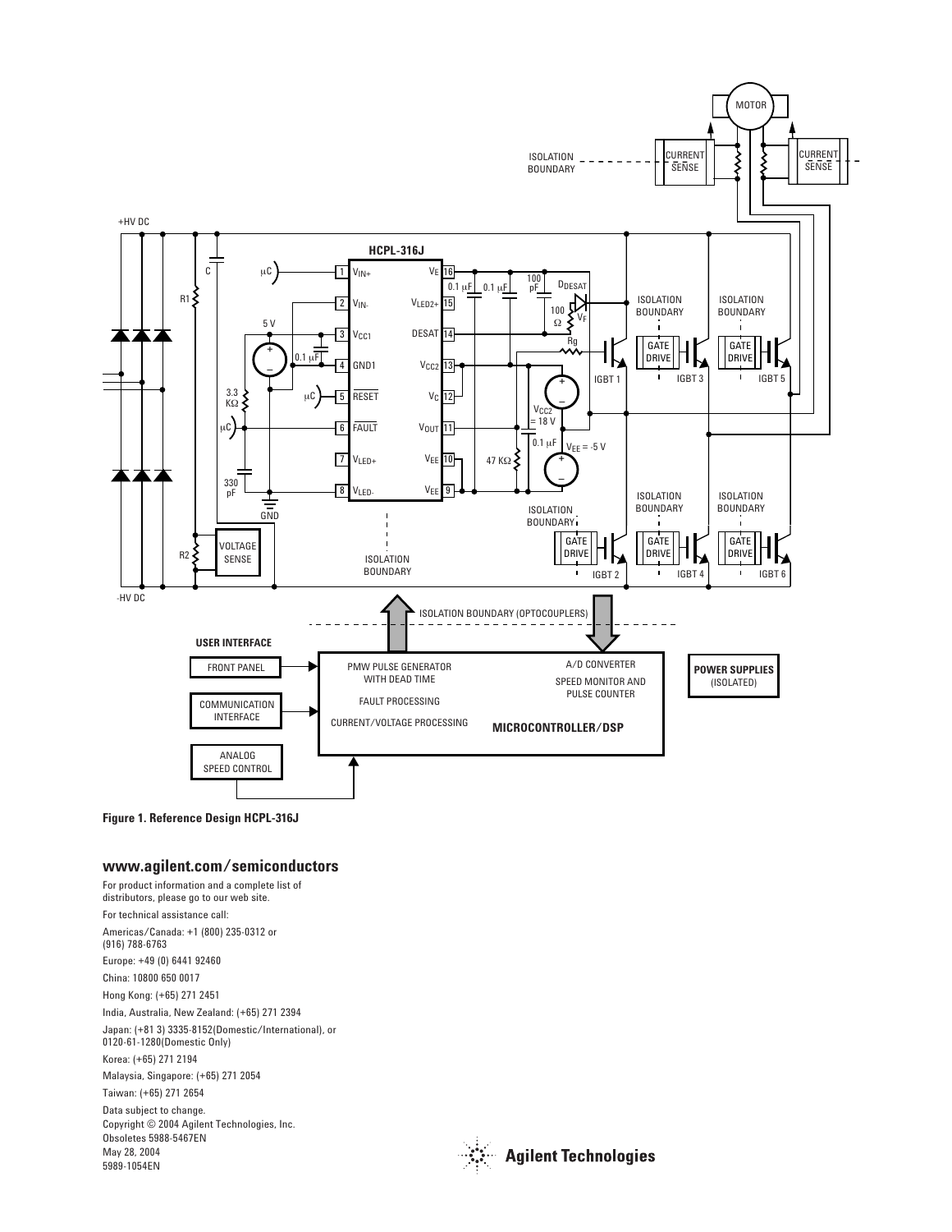**Figure 1. Reference Design HCPL-316J**

## www.agilent.com/semiconductors

For product information and a complete list of distributors, please go to our web site.

For technical assistance call:

Americas/Canada: +1 (800) 235-0312 or (916) 788-6763

Europe: +49 (0) 6441 92460

China: 10800 650 0017

Hong Kong: (+65) 271 2451

India, Australia, New Zealand: (+65) 271 2394

Japan: (+81 3) 3335-8152(Domestic/International), or 0120-61-1280(Domestic Only)

Korea: (+65) 271 2194

Malaysia, Singapore: (+65) 271 2054

Taiwan: (+65) 271 2654

Data subject to change.
Copyright © 2004 Agilent Technologies, Inc.
Obsoletes 5988-5467EN
May 28, 2004
5989-1054EN

Agilent Technologies